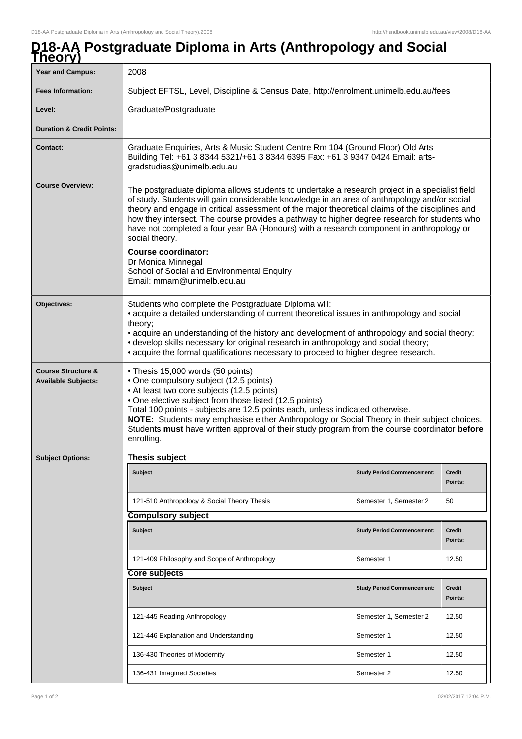# D18-AA Postgraduate Diploma in Arts (Anthropology and Social Theory)

| | |
|---|---|
| **Year and Campus:** | 2008 |
| **Fees Information:** | Subject EFTSL, Level, Discipline & Census Date, http://enrolment.unimelb.edu.au/fees |
| **Level:** | Graduate/Postgraduate |
| **Duration & Credit Points:** | |
| **Contact:** | Graduate Enquiries, Arts & Music Student Centre Rm 104 (Ground Floor) Old Arts Building Tel: +61 3 8344 5321/+61 3 8344 6395 Fax: +61 3 9347 0424 Email: arts-gradstudies@unimelb.edu.au |
| **Course Overview:** | The postgraduate diploma allows students to undertake a research project in a specialist field of study. Students will gain considerable knowledge in an area of anthropology and/or social theory and engage in critical assessment of the major theoretical claims of the disciplines and how they intersect. The course provides a pathway to higher degree research for students who have not completed a four year BA (Honours) with a research component in anthropology or social theory.<br><br>**Course coordinator:**<br>Dr Monica Minnegal<br>School of Social and Environmental Enquiry<br>Email: mmam@unimelb.edu.au |
| **Objectives:** | Students who complete the Postgraduate Diploma will:<br>• acquire a detailed understanding of current theoretical issues in anthropology and social theory;<br>• acquire an understanding of the history and development of anthropology and social theory;<br>• develop skills necessary for original research in anthropology and social theory;<br>• acquire the formal qualifications necessary to proceed to higher degree research. |
| **Course Structure & Available Subjects:** | • Thesis 15,000 words (50 points)<br>• One compulsory subject (12.5 points)<br>• At least two core subjects (12.5 points)<br>• One elective subject from those listed (12.5 points)<br>Total 100 points - subjects are 12.5 points each, unless indicated otherwise.<br>**NOTE:** Students may emphasise either Anthropology or Social Theory in their subject choices. Students **must** have written approval of their study program from the course coordinator **before** enrolling. |

## Subject Options:

### Thesis subject

| Subject | Study Period Commencement: | Credit Points: |
|---|---|---|
| 121-510 Anthropology & Social Theory Thesis | Semester 1, Semester 2 | 50 |

### Compulsory subject

| Subject | Study Period Commencement: | Credit Points: |
|---|---|---|
| 121-409 Philosophy and Scope of Anthropology | Semester 1 | 12.50 |

### Core subjects

| Subject | Study Period Commencement: | Credit Points: |
|---|---|---|
| 121-445 Reading Anthropology | Semester 1, Semester 2 | 12.50 |
| 121-446 Explanation and Understanding | Semester 1 | 12.50 |
| 136-430 Theories of Modernity | Semester 1 | 12.50 |
| 136-431 Imagined Societies | Semester 2 | 12.50 |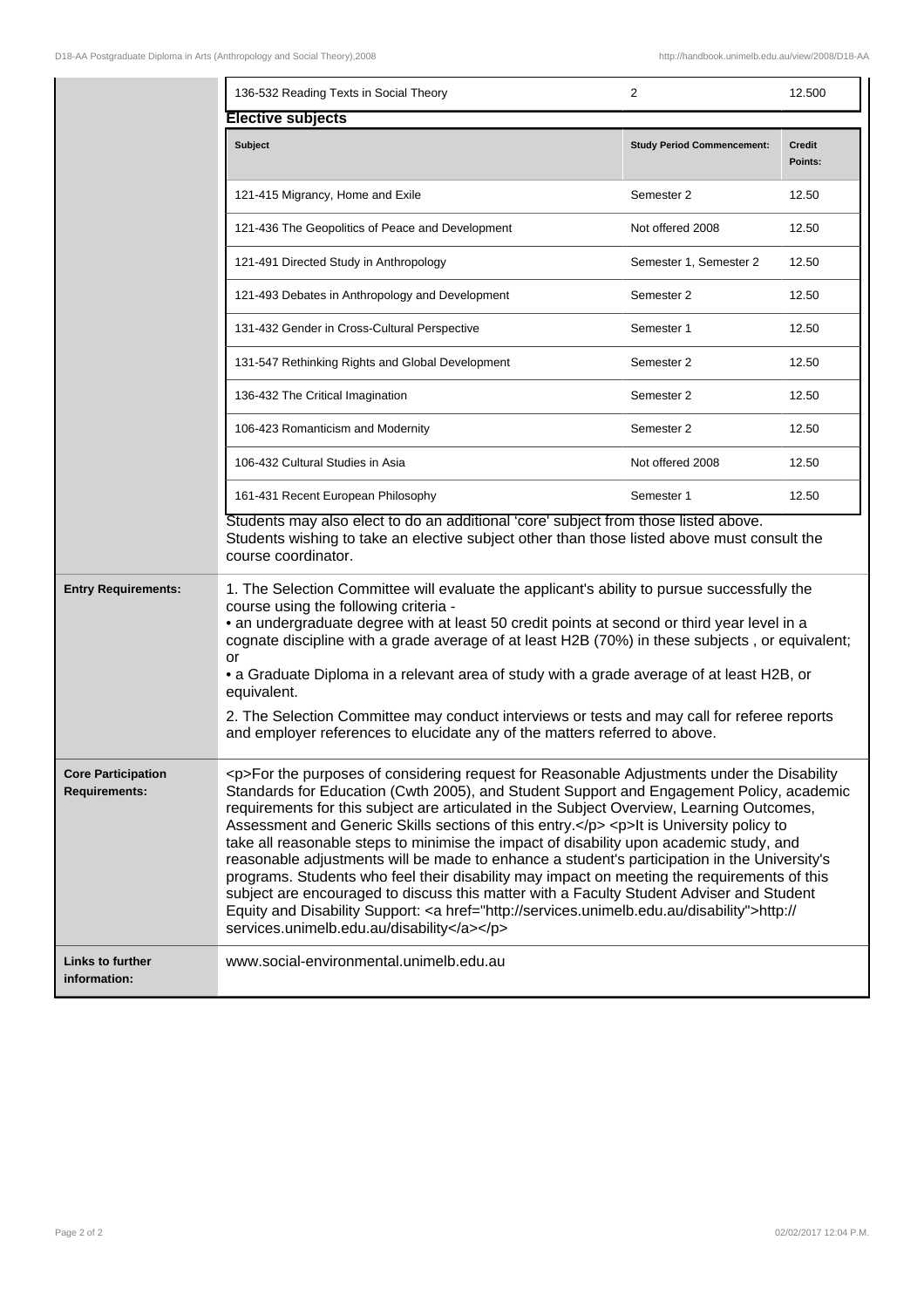| Subject | Study Period Commencement: | Credit Points: |
| --- | --- | --- |
| 136-532 Reading Texts in Social Theory | 2 | 12.500 |

**Elective subjects**

| Subject | Study Period Commencement: | Credit Points: |
| --- | --- | --- |
| 121-415 Migrancy, Home and Exile | Semester 2 | 12.50 |
| 121-436 The Geopolitics of Peace and Development | Not offered 2008 | 12.50 |
| 121-491 Directed Study in Anthropology | Semester 1, Semester 2 | 12.50 |
| 121-493 Debates in Anthropology and Development | Semester 2 | 12.50 |
| 131-432 Gender in Cross-Cultural Perspective | Semester 1 | 12.50 |
| 131-547 Rethinking Rights and Global Development | Semester 2 | 12.50 |
| 136-432 The Critical Imagination | Semester 2 | 12.50 |
| 106-423 Romanticism and Modernity | Semester 2 | 12.50 |
| 106-432 Cultural Studies in Asia | Not offered 2008 | 12.50 |
| 161-431 Recent European Philosophy | Semester 1 | 12.50 |

Students may also elect to do an additional 'core' subject from those listed above. Students wishing to take an elective subject other than those listed above must consult the course coordinator.

**Entry Requirements:**

1. The Selection Committee will evaluate the applicant's ability to pursue successfully the course using the following criteria -
• an undergraduate degree with at least 50 credit points at second or third year level in a cognate discipline with a grade average of at least H2B (70%) in these subjects , or equivalent; or
• a Graduate Diploma in a relevant area of study with a grade average of at least H2B, or equivalent.

2. The Selection Committee may conduct interviews or tests and may call for referee reports and employer references to elucidate any of the matters referred to above.

**Core Participation Requirements:**

<p>For the purposes of considering request for Reasonable Adjustments under the Disability Standards for Education (Cwth 2005), and Student Support and Engagement Policy, academic requirements for this subject are articulated in the Subject Overview, Learning Outcomes, Assessment and Generic Skills sections of this entry.</p> <p>It is University policy to take all reasonable steps to minimise the impact of disability upon academic study, and reasonable adjustments will be made to enhance a student's participation in the University's programs. Students who feel their disability may impact on meeting the requirements of this subject are encouraged to discuss this matter with a Faculty Student Adviser and Student Equity and Disability Support: <a href="http://services.unimelb.edu.au/disability">http://services.unimelb.edu.au/disability</a></p>

**Links to further information:**

www.social-environmental.unimelb.edu.au